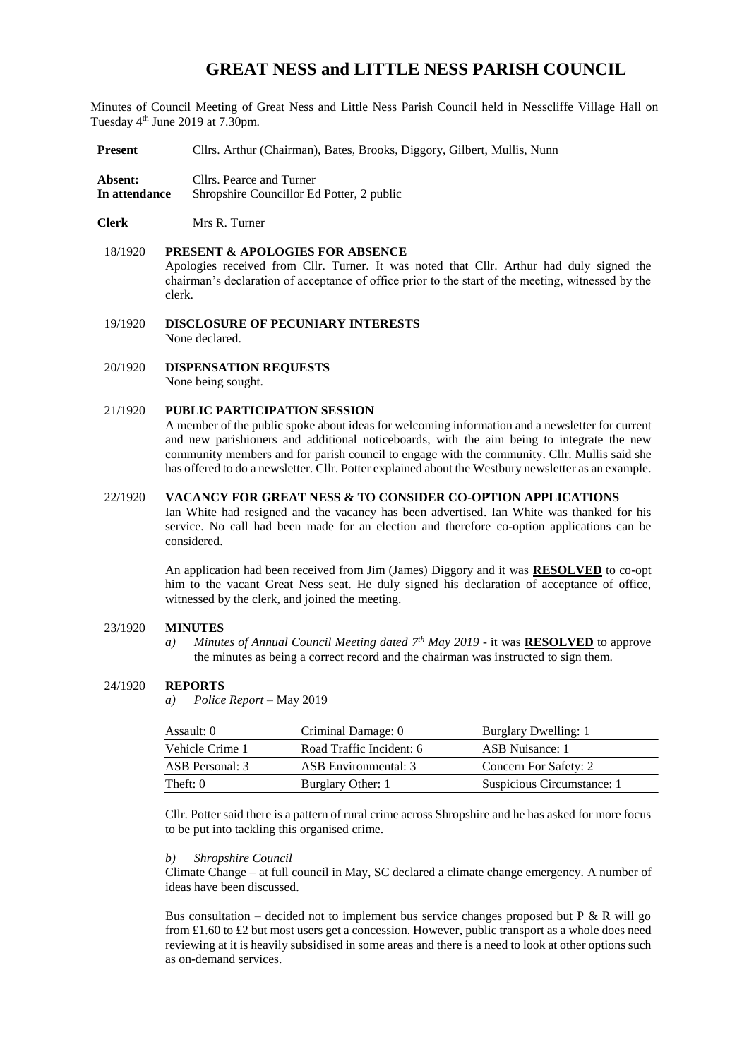# GREAT NESS and LITTLE NESS PARISH COUNCIL

Minutes of Council Meeting of Great Ness and Little Ness Parish Council held in Nesscliffe Village Hall on Tuesday 4th June 2019 at 7.30pm.

**Present** Cllrs. Arthur (Chairman), Bates, Brooks, Diggory, Gilbert, Mullis, Nunn

**Absent:** Cllrs. Pearce and Turner
**In attendance** Shropshire Councillor Ed Potter, 2 public

**Clerk** Mrs R. Turner

18/1920 **PRESENT & APOLOGIES FOR ABSENCE**
Apologies received from Cllr. Turner. It was noted that Cllr. Arthur had duly signed the chairman's declaration of acceptance of office prior to the start of the meeting, witnessed by the clerk.

19/1920 **DISCLOSURE OF PECUNIARY INTERESTS**
None declared.

20/1920 **DISPENSATION REQUESTS**
None being sought.

21/1920 **PUBLIC PARTICIPATION SESSION**
A member of the public spoke about ideas for welcoming information and a newsletter for current and new parishioners and additional noticeboards, with the aim being to integrate the new community members and for parish council to engage with the community. Cllr. Mullis said she has offered to do a newsletter. Cllr. Potter explained about the Westbury newsletter as an example.

22/1920 **VACANCY FOR GREAT NESS & TO CONSIDER CO-OPTION APPLICATIONS**
Ian White had resigned and the vacancy has been advertised. Ian White was thanked for his service. No call had been made for an election and therefore co-option applications can be considered.

An application had been received from Jim (James) Diggory and it was **RESOLVED** to co-opt him to the vacant Great Ness seat. He duly signed his declaration of acceptance of office, witnessed by the clerk, and joined the meeting.

23/1920 **MINUTES**

a) *Minutes of Annual Council Meeting dated 7th May 2019* - it was **RESOLVED** to approve the minutes as being a correct record and the chairman was instructed to sign them.

24/1920 **REPORTS**

a) *Police Report* – May 2019

| | | |
|---|---|---|
| Assault: 0 | Criminal Damage: 0 | Burglary Dwelling: 1 |
| Vehicle Crime 1 | Road Traffic Incident: 6 | ASB Nuisance: 1 |
| ASB Personal: 3 | ASB Environmental: 3 | Concern For Safety: 2 |
| Theft: 0 | Burglary Other: 1 | Suspicious Circumstance: 1 |

Cllr. Potter said there is a pattern of rural crime across Shropshire and he has asked for more focus to be put into tackling this organised crime.

b) *Shropshire Council*

Climate Change – at full council in May, SC declared a climate change emergency. A number of ideas have been discussed.

Bus consultation – decided not to implement bus service changes proposed but P & R will go from £1.60 to £2 but most users get a concession. However, public transport as a whole does need reviewing at it is heavily subsidised in some areas and there is a need to look at other options such as on-demand services.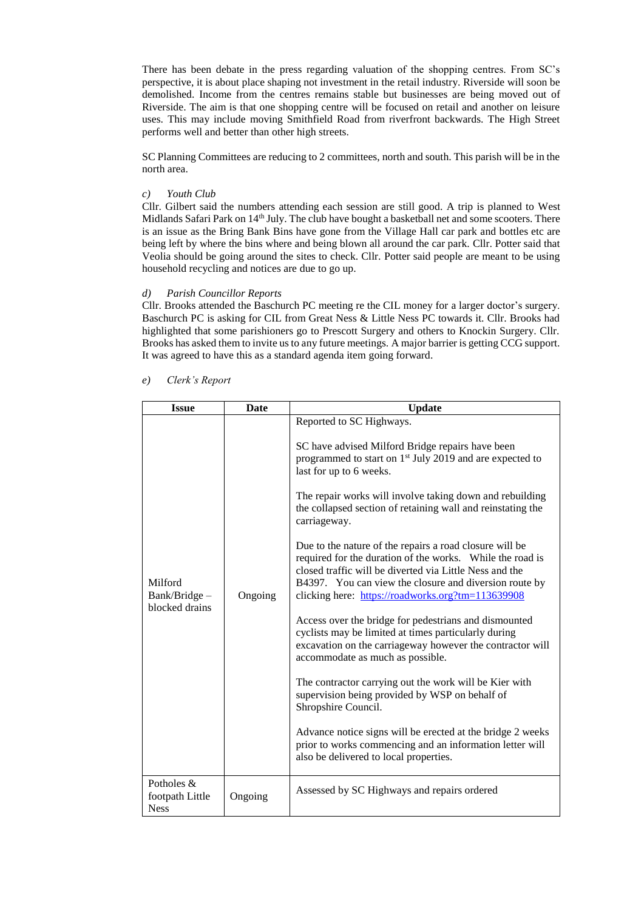There has been debate in the press regarding valuation of the shopping centres. From SC's perspective, it is about place shaping not investment in the retail industry. Riverside will soon be demolished. Income from the centres remains stable but businesses are being moved out of Riverside. The aim is that one shopping centre will be focused on retail and another on leisure uses. This may include moving Smithfield Road from riverfront backwards. The High Street performs well and better than other high streets.

SC Planning Committees are reducing to 2 committees, north and south. This parish will be in the north area.

*c) Youth Club*

Cllr. Gilbert said the numbers attending each session are still good. A trip is planned to West Midlands Safari Park on 14th July. The club have bought a basketball net and some scooters. There is an issue as the Bring Bank Bins have gone from the Village Hall car park and bottles etc are being left by where the bins where and being blown all around the car park. Cllr. Potter said that Veolia should be going around the sites to check. Cllr. Potter said people are meant to be using household recycling and notices are due to go up.

*d) Parish Councillor Reports*

Cllr. Brooks attended the Baschurch PC meeting re the CIL money for a larger doctor's surgery. Baschurch PC is asking for CIL from Great Ness & Little Ness PC towards it. Cllr. Brooks had highlighted that some parishioners go to Prescott Surgery and others to Knockin Surgery. Cllr. Brooks has asked them to invite us to any future meetings. A major barrier is getting CCG support. It was agreed to have this as a standard agenda item going forward.

*e) Clerk's Report*

| Issue | Date | Update |
|---|---|---|
| Milford Bank/Bridge – blocked drains | Ongoing | Reported to SC Highways.<br><br>SC have advised Milford Bridge repairs have been programmed to start on 1st July 2019 and are expected to last for up to 6 weeks.<br><br>The repair works will involve taking down and rebuilding the collapsed section of retaining wall and reinstating the carriageway.<br><br>Due to the nature of the repairs a road closure will be required for the duration of the works. While the road is closed traffic will be diverted via Little Ness and the B4397. You can view the closure and diversion route by clicking here: https://roadworks.org?tm=113639908<br><br>Access over the bridge for pedestrians and dismounted cyclists may be limited at times particularly during excavation on the carriageway however the contractor will accommodate as much as possible.<br><br>The contractor carrying out the work will be Kier with supervision being provided by WSP on behalf of Shropshire Council.<br><br>Advance notice signs will be erected at the bridge 2 weeks prior to works commencing and an information letter will also be delivered to local properties. |
| Potholes & footpath Little Ness | Ongoing | Assessed by SC Highways and repairs ordered |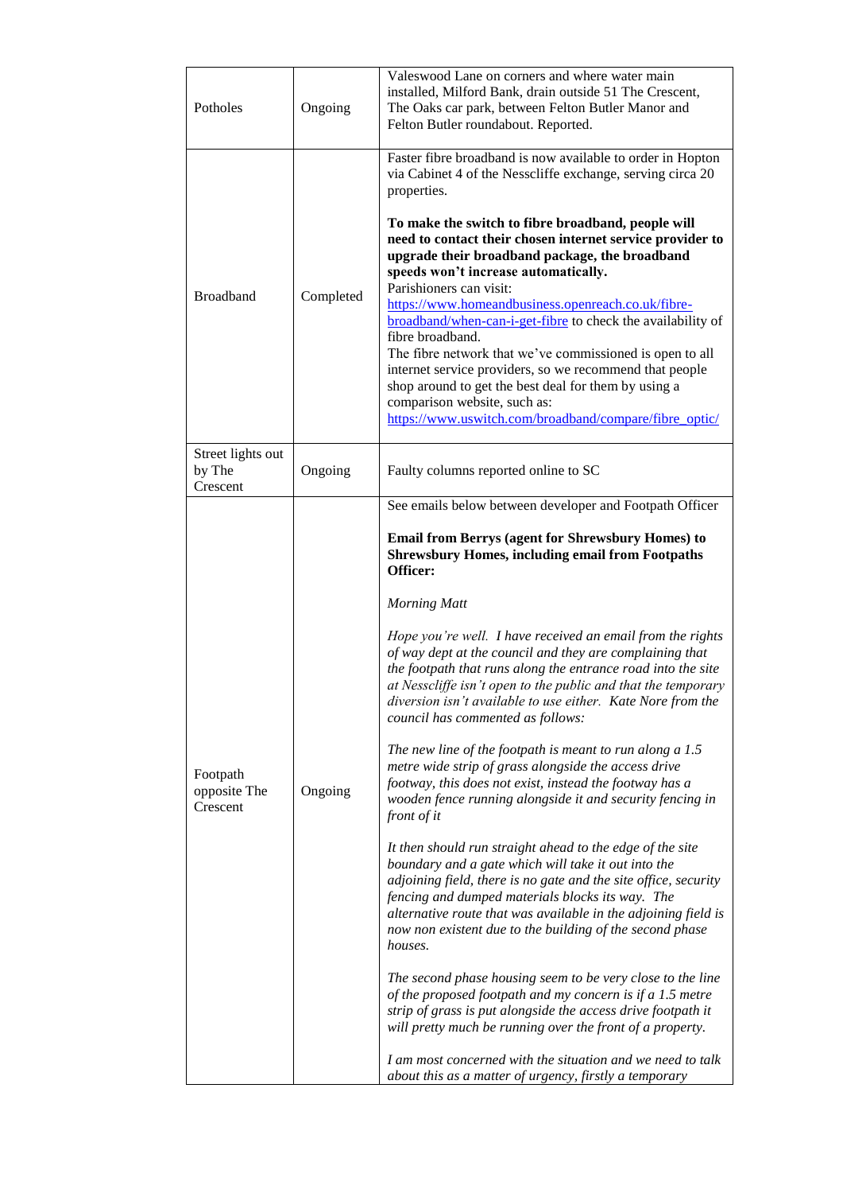| | | |
|---|---|---|
| Potholes | Ongoing | Valeswood Lane on corners and where water main installed, Milford Bank, drain outside 51 The Crescent, The Oaks car park, between Felton Butler Manor and Felton Butler roundabout. Reported. |
| Broadband | Completed | Faster fibre broadband is now available to order in Hopton via Cabinet 4 of the Nesscliffe exchange, serving circa 20 properties.<br><br>**To make the switch to fibre broadband, people will need to contact their chosen internet service provider to upgrade their broadband package, the broadband speeds won't increase automatically.**<br>Parishioners can visit: [https://www.homeandbusiness.openreach.co.uk/fibre-broadband/when-can-i-get-fibre](https://www.homeandbusiness.openreach.co.uk/fibre-broadband/when-can-i-get-fibre) to check the availability of fibre broadband.<br>The fibre network that we've commissioned is open to all internet service providers, so we recommend that people shop around to get the best deal for them by using a comparison website, such as: [https://www.uswitch.com/broadband/compare/fibre_optic/](https://www.uswitch.com/broadband/compare/fibre_optic/) |
| Street lights out by The Crescent | Ongoing | Faulty columns reported online to SC |
| Footpath opposite The Crescent | Ongoing | See emails below between developer and Footpath Officer<br><br>**Email from Berrys (agent for Shrewsbury Homes) to Shrewsbury Homes, including email from Footpaths Officer:**<br><br>*Morning Matt*<br><br>*Hope you're well. I have received an email from the rights of way dept at the council and they are complaining that the footpath that runs along the entrance road into the site at Nesscliffe isn't open to the public and that the temporary diversion isn't available to use either. Kate Nore from the council has commented as follows:*<br><br>*The new line of the footpath is meant to run along a 1.5 metre wide strip of grass alongside the access drive footway, this does not exist, instead the footway has a wooden fence running alongside it and security fencing in front of it*<br><br>*It then should run straight ahead to the edge of the site boundary and a gate which will take it out into the adjoining field, there is no gate and the site office, security fencing and dumped materials blocks its way. The alternative route that was available in the adjoining field is now non existent due to the building of the second phase houses.*<br><br>*The second phase housing seem to be very close to the line of the proposed footpath and my concern is if a 1.5 metre strip of grass is put alongside the access drive footpath it will pretty much be running over the front of a property.*<br><br>*I am most concerned with the situation and we need to talk about this as a matter of urgency, firstly a temporary* |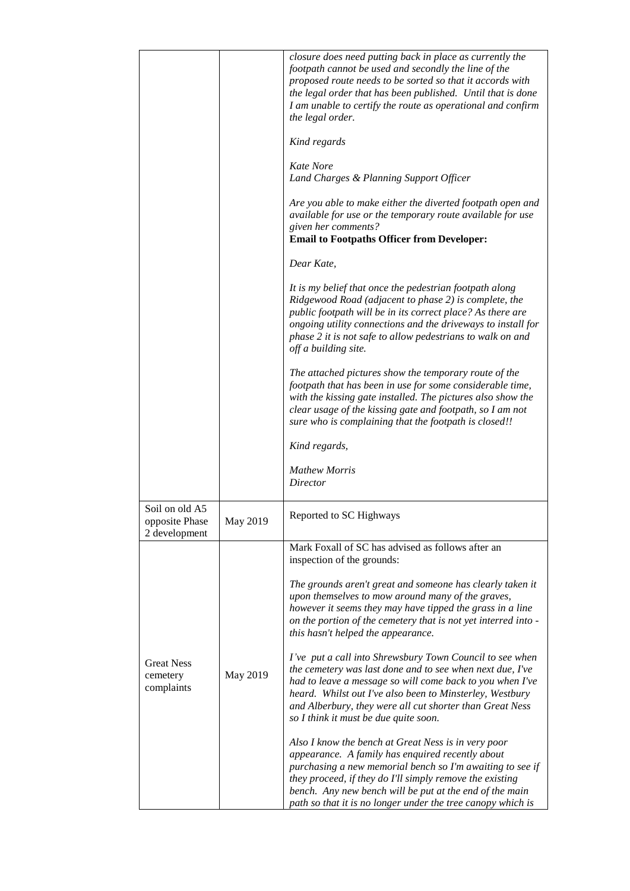| | | |
|---|---|---|
| | | *closure does need putting back in place as currently the footpath cannot be used and secondly the line of the proposed route needs to be sorted so that it accords with the legal order that has been published. Until that is done I am unable to certify the route as operational and confirm the legal order.*<br><br>*Kind regards*<br><br>*Kate Nore*<br>*Land Charges & Planning Support Officer*<br><br>*Are you able to make either the diverted footpath open and available for use or the temporary route available for use given her comments?*<br>**Email to Footpaths Officer from Developer:**<br><br>*Dear Kate,*<br><br>*It is my belief that once the pedestrian footpath along Ridgewood Road (adjacent to phase 2) is complete, the public footpath will be in its correct place? As there are ongoing utility connections and the driveways to install for phase 2 it is not safe to allow pedestrians to walk on and off a building site.*<br><br>*The attached pictures show the temporary route of the footpath that has been in use for some considerable time, with the kissing gate installed. The pictures also show the clear usage of the kissing gate and footpath, so I am not sure who is complaining that the footpath is closed!!*<br><br>*Kind regards,*<br><br>*Mathew Morris*<br>*Director* |
| Soil on old A5 opposite Phase 2 development | May 2019 | Reported to SC Highways |
| Great Ness cemetery complaints | May 2019 | Mark Foxall of SC has advised as follows after an inspection of the grounds:<br><br>*The grounds aren't great and someone has clearly taken it upon themselves to mow around many of the graves, however it seems they may have tipped the grass in a line on the portion of the cemetery that is not yet interred into - this hasn't helped the appearance.*<br><br>*I've put a call into Shrewsbury Town Council to see when the cemetery was last done and to see when next due, I've had to leave a message so will come back to you when I've heard. Whilst out I've also been to Minsterley, Westbury and Alberbury, they were all cut shorter than Great Ness so I think it must be due quite soon.*<br><br>*Also I know the bench at Great Ness is in very poor appearance. A family has enquired recently about purchasing a new memorial bench so I'm awaiting to see if they proceed, if they do I'll simply remove the existing bench. Any new bench will be put at the end of the main path so that it is no longer under the tree canopy which is* |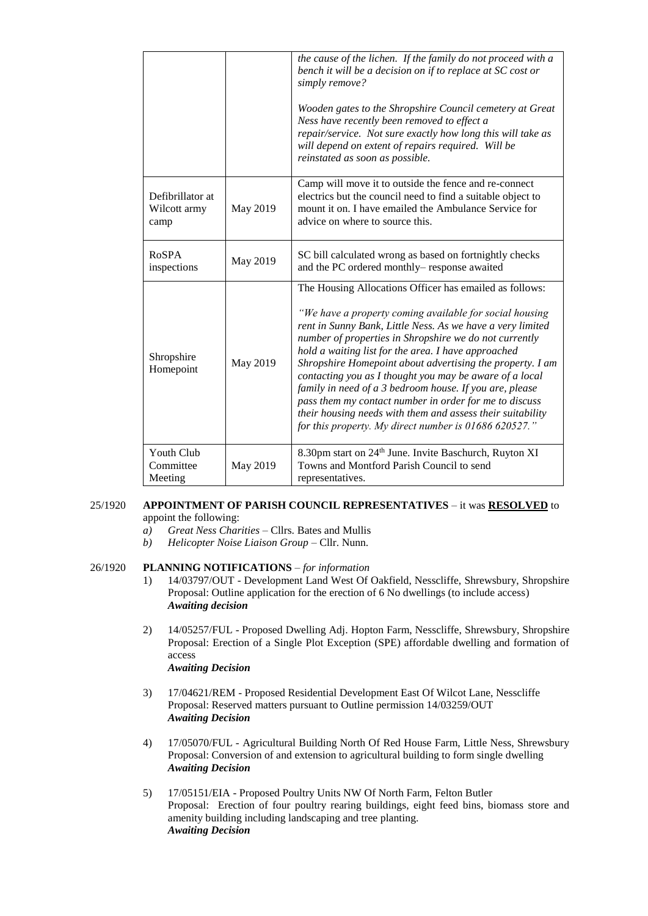| | | |
|---|---|---|
| | | *the cause of the lichen. If the family do not proceed with a bench it will be a decision on if to replace at SC cost or simply remove?*<br><br>*Wooden gates to the Shropshire Council cemetery at Great Ness have recently been removed to effect a repair/service. Not sure exactly how long this will take as will depend on extent of repairs required. Will be reinstated as soon as possible.* |
| Defibrillator at Wilcott army camp | May 2019 | Camp will move it to outside the fence and re-connect electrics but the council need to find a suitable object to mount it on. I have emailed the Ambulance Service for advice on where to source this. |
| RoSPA inspections | May 2019 | SC bill calculated wrong as based on fortnightly checks and the PC ordered monthly– response awaited |
| Shropshire Homepoint | May 2019 | The Housing Allocations Officer has emailed as follows:<br><br>*"We have a property coming available for social housing rent in Sunny Bank, Little Ness. As we have a very limited number of properties in Shropshire we do not currently hold a waiting list for the area. I have approached Shropshire Homepoint about advertising the property. I am contacting you as I thought you may be aware of a local family in need of a 3 bedroom house. If you are, please pass them my contact number in order for me to discuss their housing needs with them and assess their suitability for this property. My direct number is 01686 620527."* |
| Youth Club Committee Meeting | May 2019 | 8.30pm start on 24th June. Invite Baschurch, Ruyton XI Towns and Montford Parish Council to send representatives. |

25/1920 **APPOINTMENT OF PARISH COUNCIL REPRESENTATIVES** – it was **RESOLVED** to appoint the following:

a) *Great Ness Charities* – Cllrs. Bates and Mullis
b) *Helicopter Noise Liaison Group* – Cllr. Nunn.

26/1920 **PLANNING NOTIFICATIONS** – *for information*

1) 14/03797/OUT - Development Land West Of Oakfield, Nesscliffe, Shrewsbury, Shropshire
Proposal: Outline application for the erection of 6 No dwellings (to include access)
***Awaiting decision***

2) 14/05257/FUL - Proposed Dwelling Adj. Hopton Farm, Nesscliffe, Shrewsbury, Shropshire
Proposal: Erection of a Single Plot Exception (SPE) affordable dwelling and formation of access
***Awaiting Decision***

3) 17/04621/REM - Proposed Residential Development East Of Wilcot Lane, Nesscliffe
Proposal: Reserved matters pursuant to Outline permission 14/03259/OUT
***Awaiting Decision***

4) 17/05070/FUL - Agricultural Building North Of Red House Farm, Little Ness, Shrewsbury
Proposal: Conversion of and extension to agricultural building to form single dwelling
***Awaiting Decision***

5) 17/05151/EIA - Proposed Poultry Units NW Of North Farm, Felton Butler
Proposal: Erection of four poultry rearing buildings, eight feed bins, biomass store and amenity building including landscaping and tree planting.
***Awaiting Decision***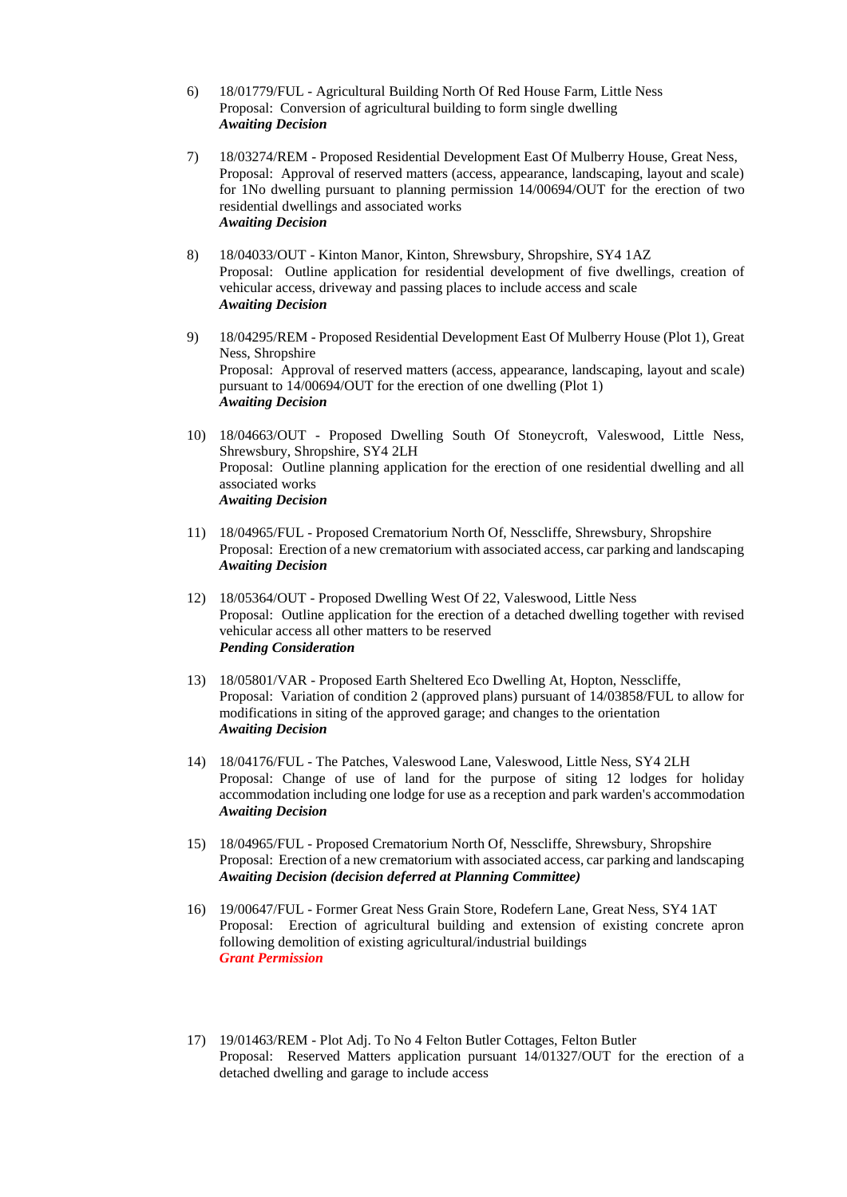6) 18/01779/FUL - Agricultural Building North Of Red House Farm, Little Ness
   Proposal: Conversion of agricultural building to form single dwelling
   ***Awaiting Decision***

7) 18/03274/REM - Proposed Residential Development East Of Mulberry House, Great Ness,
   Proposal: Approval of reserved matters (access, appearance, landscaping, layout and scale) for 1No dwelling pursuant to planning permission 14/00694/OUT for the erection of two residential dwellings and associated works
   ***Awaiting Decision***

8) 18/04033/OUT - Kinton Manor, Kinton, Shrewsbury, Shropshire, SY4 1AZ
   Proposal: Outline application for residential development of five dwellings, creation of vehicular access, driveway and passing places to include access and scale
   ***Awaiting Decision***

9) 18/04295/REM - Proposed Residential Development East Of Mulberry House (Plot 1), Great Ness, Shropshire
   Proposal: Approval of reserved matters (access, appearance, landscaping, layout and scale) pursuant to 14/00694/OUT for the erection of one dwelling (Plot 1)
   ***Awaiting Decision***

10) 18/04663/OUT - Proposed Dwelling South Of Stoneycroft, Valeswood, Little Ness, Shrewsbury, Shropshire, SY4 2LH
    Proposal: Outline planning application for the erection of one residential dwelling and all associated works
    ***Awaiting Decision***

11) 18/04965/FUL - Proposed Crematorium North Of, Nesscliffe, Shrewsbury, Shropshire
    Proposal: Erection of a new crematorium with associated access, car parking and landscaping
    ***Awaiting Decision***

12) 18/05364/OUT - Proposed Dwelling West Of 22, Valeswood, Little Ness
    Proposal: Outline application for the erection of a detached dwelling together with revised vehicular access all other matters to be reserved
    ***Pending Consideration***

13) 18/05801/VAR - Proposed Earth Sheltered Eco Dwelling At, Hopton, Nesscliffe,
    Proposal: Variation of condition 2 (approved plans) pursuant of 14/03858/FUL to allow for modifications in siting of the approved garage; and changes to the orientation
    ***Awaiting Decision***

14) 18/04176/FUL - The Patches, Valeswood Lane, Valeswood, Little Ness, SY4 2LH
    Proposal: Change of use of land for the purpose of siting 12 lodges for holiday accommodation including one lodge for use as a reception and park warden's accommodation
    ***Awaiting Decision***

15) 18/04965/FUL - Proposed Crematorium North Of, Nesscliffe, Shrewsbury, Shropshire
    Proposal: Erection of a new crematorium with associated access, car parking and landscaping
    ***Awaiting Decision (decision deferred at Planning Committee)***

16) 19/00647/FUL - Former Great Ness Grain Store, Rodefern Lane, Great Ness, SY4 1AT
    Proposal: Erection of agricultural building and extension of existing concrete apron following demolition of existing agricultural/industrial buildings
    ***Grant Permission***

17) 19/01463/REM - Plot Adj. To No 4 Felton Butler Cottages, Felton Butler
    Proposal: Reserved Matters application pursuant 14/01327/OUT for the erection of a detached dwelling and garage to include access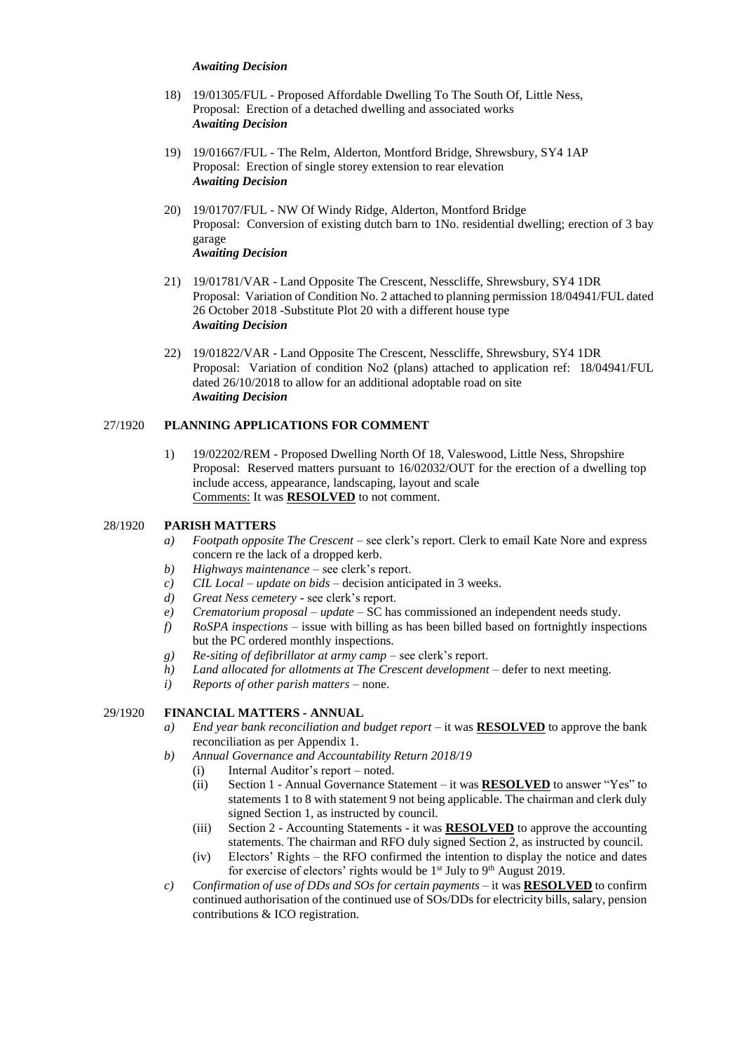***Awaiting Decision***

18) 19/01305/FUL - Proposed Affordable Dwelling To The South Of, Little Ness,
    Proposal: Erection of a detached dwelling and associated works
    ***Awaiting Decision***

19) 19/01667/FUL - The Relm, Alderton, Montford Bridge, Shrewsbury, SY4 1AP
    Proposal: Erection of single storey extension to rear elevation
    ***Awaiting Decision***

20) 19/01707/FUL - NW Of Windy Ridge, Alderton, Montford Bridge
    Proposal: Conversion of existing dutch barn to 1No. residential dwelling; erection of 3 bay garage
    ***Awaiting Decision***

21) 19/01781/VAR - Land Opposite The Crescent, Nesscliffe, Shrewsbury, SY4 1DR
    Proposal: Variation of Condition No. 2 attached to planning permission 18/04941/FUL dated 26 October 2018 -Substitute Plot 20 with a different house type
    ***Awaiting Decision***

22) 19/01822/VAR - Land Opposite The Crescent, Nesscliffe, Shrewsbury, SY4 1DR
    Proposal: Variation of condition No2 (plans) attached to application ref: 18/04941/FUL dated 26/10/2018 to allow for an additional adoptable road on site
    ***Awaiting Decision***

27/1920 **PLANNING APPLICATIONS FOR COMMENT**

1) 19/02202/REM - Proposed Dwelling North Of 18, Valeswood, Little Ness, Shropshire
   Proposal: Reserved matters pursuant to 16/02032/OUT for the erection of a dwelling top include access, appearance, landscaping, layout and scale
   Comments: It was **RESOLVED** to not comment.

28/1920 **PARISH MATTERS**

a) *Footpath opposite The Crescent* – see clerk's report. Clerk to email Kate Nore and express concern re the lack of a dropped kerb.
b) *Highways maintenance* – see clerk's report.
c) *CIL Local – update on bids* – decision anticipated in 3 weeks.
d) *Great Ness cemetery* - see clerk's report.
e) *Crematorium proposal – update* – SC has commissioned an independent needs study.
f) *RoSPA inspections* – issue with billing as has been billed based on fortnightly inspections but the PC ordered monthly inspections.
g) *Re-siting of defibrillator at army camp* – see clerk's report.
h) *Land allocated for allotments at The Crescent development* – defer to next meeting.
i) *Reports of other parish matters* – none.

29/1920 **FINANCIAL MATTERS - ANNUAL**

a) *End year bank reconciliation and budget report* – it was **RESOLVED** to approve the bank reconciliation as per Appendix 1.
b) *Annual Governance and Accountability Return 2018/19*
   (i) Internal Auditor's report – noted.
   (ii) Section 1 - Annual Governance Statement – it was **RESOLVED** to answer "Yes" to statements 1 to 8 with statement 9 not being applicable. The chairman and clerk duly signed Section 1, as instructed by council.
   (iii) Section 2 - Accounting Statements - it was **RESOLVED** to approve the accounting statements. The chairman and RFO duly signed Section 2, as instructed by council.
   (iv) Electors' Rights – the RFO confirmed the intention to display the notice and dates for exercise of electors' rights would be 1st July to 9th August 2019.
c) *Confirmation of use of DDs and SOs for certain payments* – it was **RESOLVED** to confirm continued authorisation of the continued use of SOs/DDs for electricity bills, salary, pension contributions & ICO registration.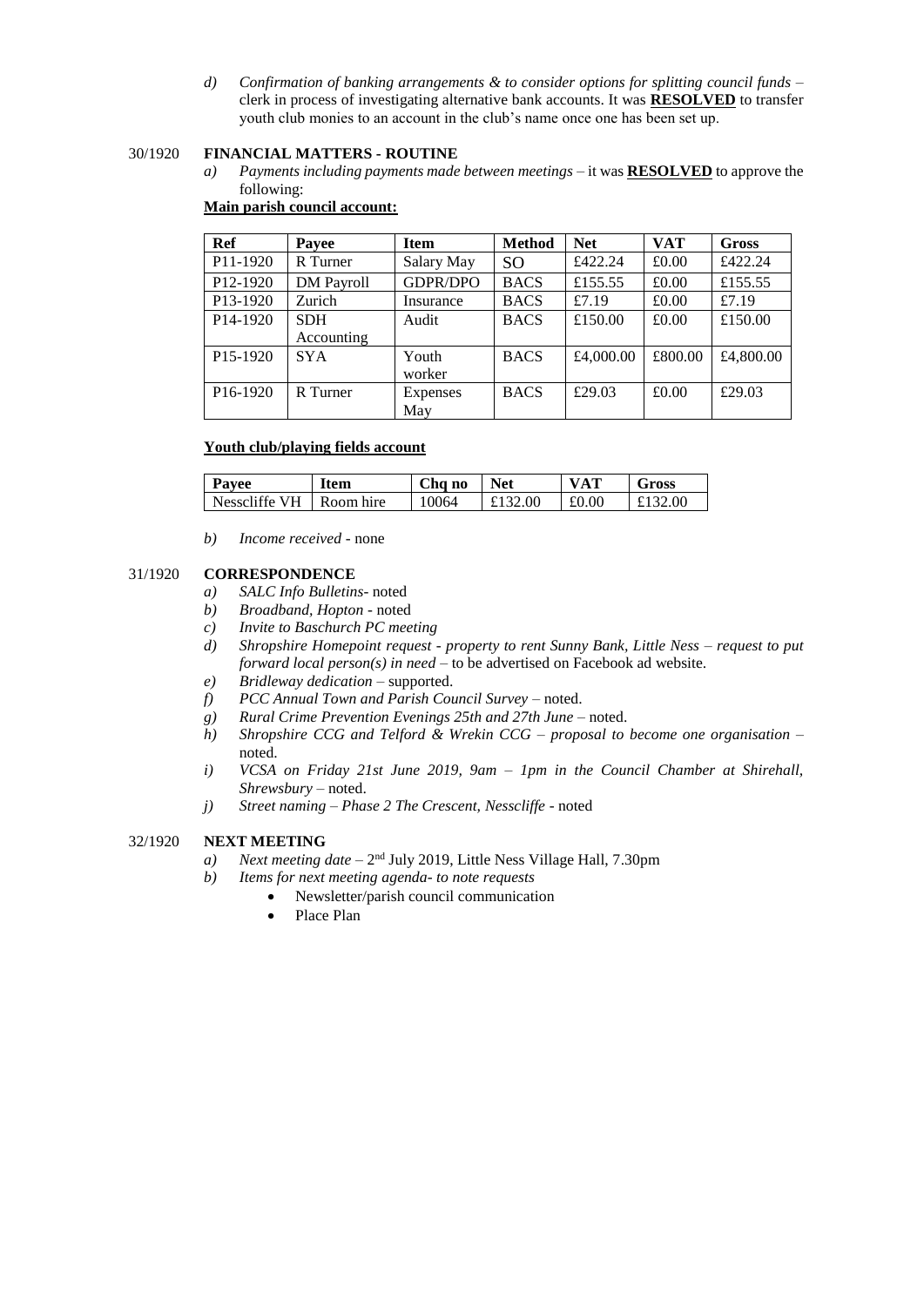*d) Confirmation of banking arrangements & to consider options for splitting council funds* – clerk in process of investigating alternative bank accounts. It was **RESOLVED** to transfer youth club monies to an account in the club's name once one has been set up.

## 30/1920 FINANCIAL MATTERS - ROUTINE

*a) Payments including payments made between meetings* – it was **RESOLVED** to approve the following:

**Main parish council account:**

| Ref | Payee | Item | Method | Net | VAT | Gross |
|---|---|---|---|---|---|---|
| P11-1920 | R Turner | Salary May | SO | £422.24 | £0.00 | £422.24 |
| P12-1920 | DM Payroll | GDPR/DPO | BACS | £155.55 | £0.00 | £155.55 |
| P13-1920 | Zurich | Insurance | BACS | £7.19 | £0.00 | £7.19 |
| P14-1920 | SDH Accounting | Audit | BACS | £150.00 | £0.00 | £150.00 |
| P15-1920 | SYA | Youth worker | BACS | £4,000.00 | £800.00 | £4,800.00 |
| P16-1920 | R Turner | Expenses May | BACS | £29.03 | £0.00 | £29.03 |

**Youth club/playing fields account**

| Payee | Item | Chq no | Net | VAT | Gross |
|---|---|---|---|---|---|
| Nesscliffe VH | Room hire | 10064 | £132.00 | £0.00 | £132.00 |

*b) Income received* - none

## 31/1920 CORRESPONDENCE

*a) SALC Info Bulletins*- noted
*b) Broadband, Hopton* - noted
*c) Invite to Baschurch PC meeting*
*d) Shropshire Homepoint request - property to rent Sunny Bank, Little Ness – request to put forward local person(s) in need* – to be advertised on Facebook ad website.
*e) Bridleway dedication* – supported.
*f) PCC Annual Town and Parish Council Survey* – noted.
*g) Rural Crime Prevention Evenings 25th and 27th June* – noted.
*h) Shropshire CCG and Telford & Wrekin CCG – proposal to become one organisation* – noted.
*i) VCSA on Friday 21st June 2019, 9am – 1pm in the Council Chamber at Shirehall, Shrewsbury* – noted.
*j) Street naming – Phase 2 The Crescent, Nesscliffe* - noted

## 32/1920 NEXT MEETING

*a) Next meeting date* – 2nd July 2019, Little Ness Village Hall, 7.30pm
*b) Items for next meeting agenda- to note requests*
- Newsletter/parish council communication
- Place Plan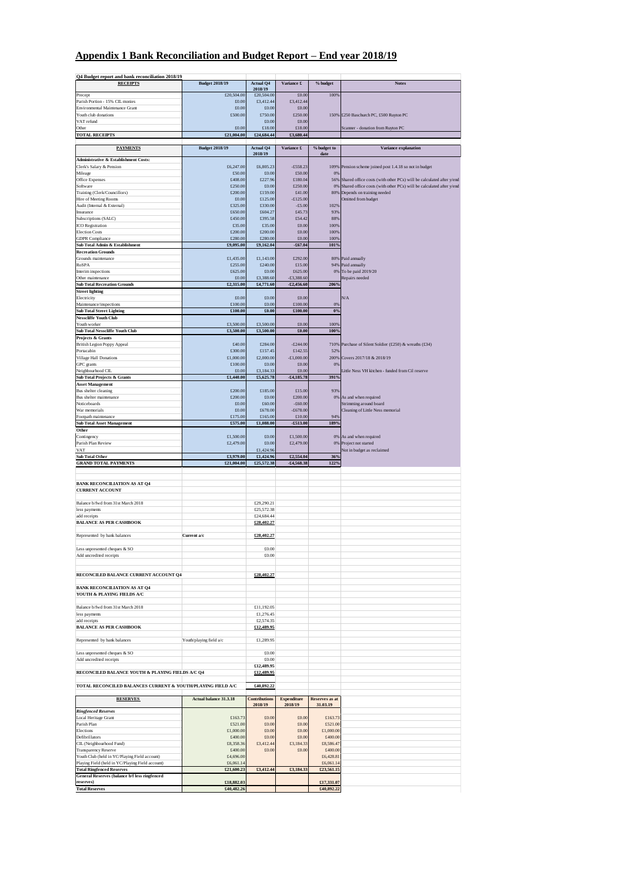# Appendix 1 Bank Reconciliation and Budget Report – End year 2018/19

**Q4 Budget report and bank reconciliation 2018/19**

| RECEIPTS | Budget 2018/19 | Actual Q4 2018/19 | Variance £ | % budget | Notes |
|---|---|---|---|---|---|
| Precept | £20,504.00 | £20,504.00 | £0.00 | 100% | |
| Parish Portion - 15% CIL monies | £0.00 | £3,412.44 | £3,412.44 | | |
| Environmental Maintenance Grant | £0.00 | £0.00 | £0.00 | | |
| Youth club donations | £500.00 | £750.00 | £250.00 | 150% | £250 Baschurch PC, £500 Ruyton PC |
| VAT refund | | £0.00 | £0.00 | | |
| Other | £0.00 | £18.00 | £18.00 | | Scanner - donation from Ruyton PC |
| **TOTAL RECEIPTS** | **£21,004.00** | **£24,684.44** | **£3,680.44** | | |

| PAYMENTS | Budget 2018/19 | Actual Q4 2018/19 | Variance £ | % budget to date | Variance explanation |
|---|---|---|---|---|---|
| **Administrative & Establishment Costs:** | | | | | |
| Clerk's Salary & Pension | £6,247.00 | £6,805.23 | -£558.23 | 109% | Pension scheme joined post 1.4.18 so not in budget |
| Mileage | £50.00 | £0.00 | £50.00 | 0% | |
| Office Expenses | £408.00 | £227.96 | £180.04 | 56% | Shared office costs (with other PCs) will be calculated after y/end |
| Software | £250.00 | £0.00 | £250.00 | 0% | Shared office costs (with other PCs) will be calculated after y/end |
| Training (Clerk/Councillors) | £200.00 | £159.00 | £41.00 | 80% | Depends on training needed |
| Hire of Meeting Rooms | £0.00 | £125.00 | -£125.00 | | Omitted from budget |
| Audit (Internal & External) | £325.00 | £330.00 | -£5.00 | 102% | |
| Insurance | £650.00 | £604.27 | £45.73 | 93% | |
| Subscriptions (SALC) | £450.00 | £395.58 | £54.42 | 88% | |
| ICO Registration | £35.00 | £35.00 | £0.00 | 100% | |
| Election Costs | £200.00 | £200.00 | £0.00 | 100% | |
| GDPR Compliance | £280.00 | £280.00 | £0.00 | 100% | |
| **Sub Total Admin & Establishment** | **£9,095.00** | **£9,162.04** | **-£67.04** | **101%** | |
| **Recreation Grounds** | | | | | |
| Grounds maintenance | £1,435.00 | £1,143.00 | £292.00 | 80% | Paid annually |
| RoSPA | £255.00 | £240.00 | £15.00 | 94% | Paid annually |
| Interim inspections | £625.00 | £0.00 | £625.00 | 0% | To be paid 2019/20 |
| Other maintenance | £0.00 | £3,388.60 | -£3,388.60 | | Repairs needed |
| **Sub Total Recreation Grounds** | **£2,315.00** | **£4,771.60** | **-£2,456.60** | **206%** | |
| **Street lighting** | | | | | |
| Electricity | £0.00 | £0.00 | £0.00 | | N/A |
| Maintenance/inspections | £100.00 | £0.00 | £100.00 | 0% | |
| **Sub Total Street Lighting** | **£100.00** | **£0.00** | **£100.00** | **0%** | |
| **Nesscliffe Youth Club** | | | | | |
| Youth worker | £3,500.00 | £3,500.00 | £0.00 | 100% | |
| **Sub Total Nesscliffe Youth Club** | **£3,500.00** | **£3,500.00** | **£0.00** | **100%** | |
| **Projects & Grants** | | | | | |
| British Legion Poppy Appeal | £40.00 | £284.00 | -£244.00 | 710% | Purchase of Silent Soldier (£250) & wreaths (£34) |
| Portacabin | £300.00 | £157.45 | £142.55 | 52% | |
| Village Hall Donations | £1,000.00 | £2,000.00 | -£1,000.00 | 200% | Covers 2017/18 & 2018/19 |
| GPC grants | £100.00 | £0.00 | £0.00 | 0% | |
| Neighbourhood CIL | £0.00 | £3,184.33 | £0.00 | | Little Ness VH kitchen - funded from Cil reserve |
| **Sub Total Projects & Grants** | **£1,440.00** | **£5,625.78** | **-£4,185.78** | **391%** | |
| **Asset Management** | | | | | |
| Bus shelter cleaning | £200.00 | £185.00 | £15.00 | 93% | |
| Bus shelter maintenance | £200.00 | £0.00 | £200.00 | 0% | As and when required |
| Noticeboards | £0.00 | £60.00 | -£60.00 | | Strimming around board |
| War memorials | £0.00 | £678.00 | -£678.00 | | Cleaning of Little Ness memorial |
| Footpath maintenance | £175.00 | £165.00 | £10.00 | 94% | |
| **Sub Total Asset Management** | **£575.00** | **£1,088.00** | **-£513.00** | **189%** | |
| **Other** | | | | | |
| Contingency | £1,500.00 | £0.00 | £1,500.00 | 0% | As and when required |
| Parish Plan Review | £2,479.00 | £0.00 | £2,479.00 | 0% | Project not started |
| VAT | | £1,424.96 | | | Not in budget as reclaimed |
| **Sub Total Other** | **£3,979.00** | **£1,424.96** | **£2,554.04** | **36%** | |
| **GRAND TOTAL PAYMENTS** | **£21,004.00** | **£25,572.38** | **-£4,568.38** | **122%** | |

| | | |
|---|---|---|
| **BANK RECONCILIATION AS AT Q4** | | |
| **CURRENT ACCOUNT** | | |
| Balance b/fwd from 31st March 2018 | | £29,290.21 |
| less payments | | £25,572.38 |
| add receipts | | £24,684.44 |
| **BALANCE AS PER CASHBOOK** | | **£28,402.27** |
| Represented by bank balances | Current a/c | **£28,402.27** |
| Less unpresented cheques & SO | | £0.00 |
| Add uncredited receipts | | £0.00 |
| **RECONCILED BALANCE CURRENT ACCOUNT Q4** | | **£28,402.27** |
| **BANK RECONCILIATION AS AT Q4** | | |
| **YOUTH & PLAYING FIELDS A/C** | | |
| Balance b/fwd from 31st March 2018 | | £11,192.05 |
| less payments | | £1,276.45 |
| add receipts | | £2,574.35 |
| **BALANCE AS PER CASHBOOK** | | **£12,489.95** |
| Represented by bank balances | Youth/playing field a/c | £1,289.95 |
| Less unpresented cheques & SO | | £0.00 |
| Add uncredited receipts | | £0.00 |
| | | £12,489.95 |
| **RECONCILED BALANCE YOUTH & PLAYING FIELDS A/C Q4** | | **£12,489.95** |
| **TOTAL RECONCILED BALANCES CURRENT & YOUTH/PLAYING FIELD A/C** | | **£40,892.22** |

| RESERVES | Actual balance 31.3.18 | Contributions 2018/19 | Expenditure 2018/19 | Reserves as at 31.03.19 |
|---|---|---|---|---|
| ***Ringfenced Reserves*** | | | | |
| Local Heritage Grant | £163.73 | £0.00 | £0.00 | £163.73 |
| Parish Plan | £521.00 | £0.00 | £0.00 | £521.00 |
| Elections | £1,000.00 | £0.00 | £0.00 | £1,000.00 |
| Defibrillators | £400.00 | £0.00 | £0.00 | £400.00 |
| CIL (Neighbourhood Fund) | £8,358.36 | £3,412.44 | £3,184.33 | £8,586.47 |
| Transparency Reserve | £400.00 | £0.00 | £0.00 | £400.00 |
| Youth Club (held in YC/Playing Field account) | £4,696.00 | | | £6,428.81 |
| Playing Field (held in YC/Playing Field account) | £6,061.14 | | | £6,061.14 |
| **Total Ringfenced Reserves** | **£21,600.23** | **£3,412.44** | **£3,184.33** | **£23,561.15** |
| **General Reserves (balance b/f less ringfenced reserves)** | **£18,882.03** | | | **£17,331.07** |
| **Total Reserves** | **£40,482.26** | | | **£40,892.22** |